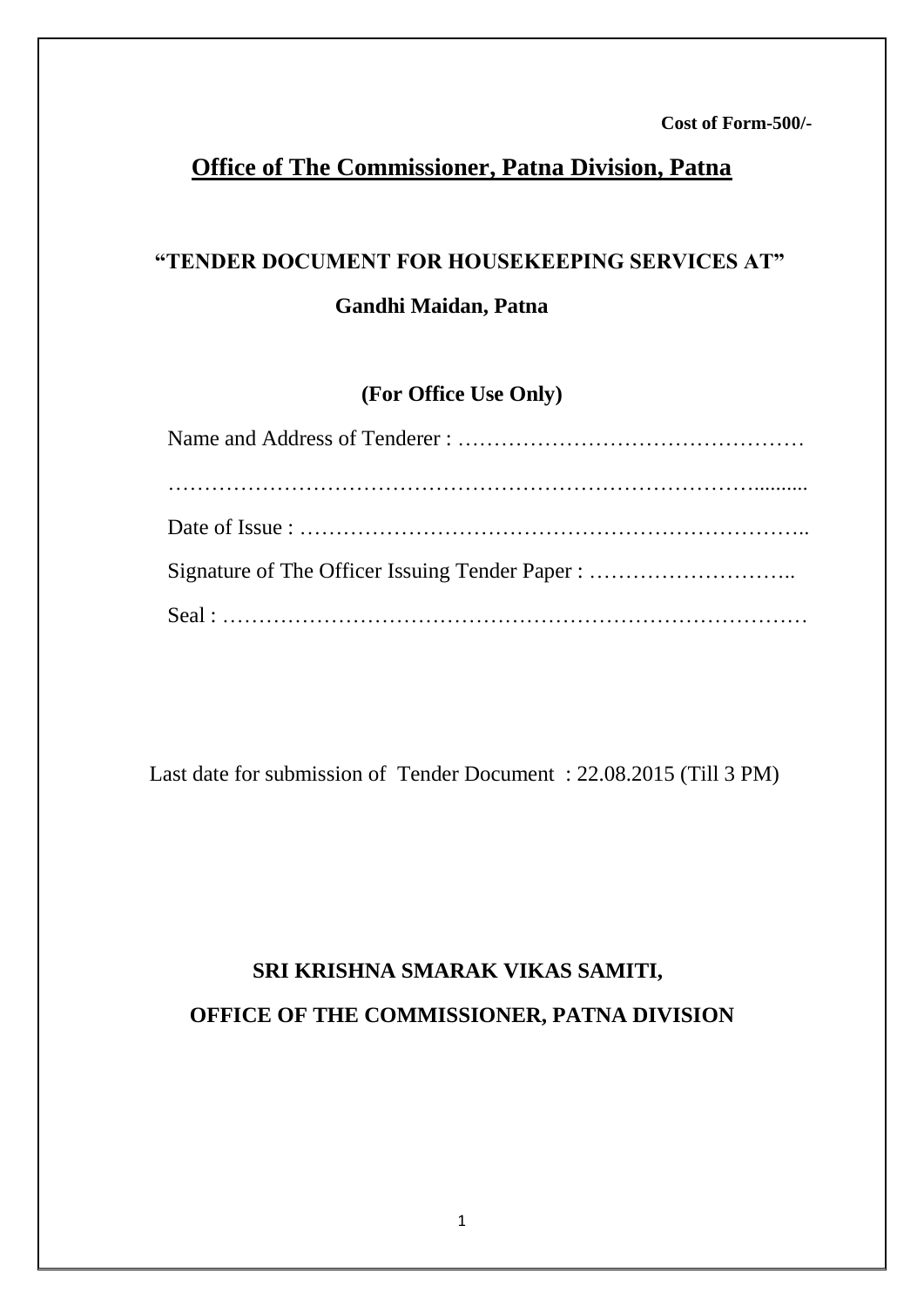**Cost of Form-500/-**

# Office of The Commissioner, Patna Division, Patna

## "TENDER DOCUMENT FOR HOUSEKEEPING SERVICES AT"

## Gandhi Maidan, Patna

**(For Office Use Only)**

Name and Address of Tenderer : …………………………………………

……………………………………………………………………….........

Date of Issue : ……………………………………………………………..

Signature of The Officer Issuing Tender Paper : ………………………..

Seal : ……………………………………………………………………

Last date for submission of Tender Document : 22.08.2015 (Till 3 PM)

**SRI KRISHNA SMARAK VIKAS SAMITI,**

**OFFICE OF THE COMMISSIONER, PATNA DIVISION**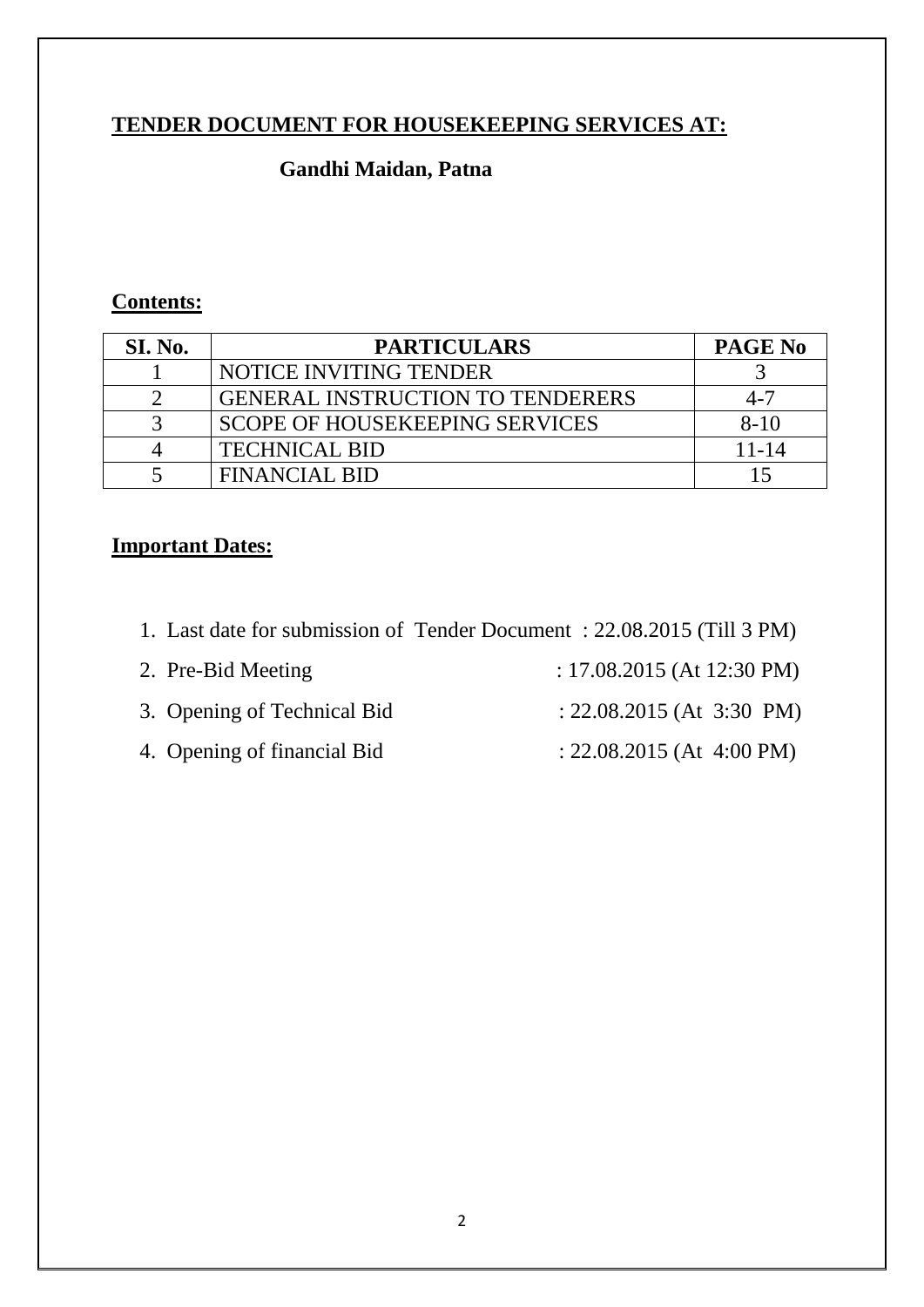## TENDER DOCUMENT FOR HOUSEKEEPING SERVICES AT:

**Gandhi Maidan, Patna**

### Contents:

| SI. No. | PARTICULARS | PAGE No |
|---|---|---|
| 1 | NOTICE INVITING TENDER | 3 |
| 2 | GENERAL INSTRUCTION TO TENDERERS | 4-7 |
| 3 | SCOPE OF HOUSEKEEPING SERVICES | 8-10 |
| 4 | TECHNICAL BID | 11-14 |
| 5 | FINANCIAL BID | 15 |

### Important Dates:

1. Last date for submission of Tender Document : 22.08.2015 (Till 3 PM)
2. Pre-Bid Meeting : 17.08.2015 (At 12:30 PM)
3. Opening of Technical Bid : 22.08.2015 (At 3:30 PM)
4. Opening of financial Bid : 22.08.2015 (At 4:00 PM)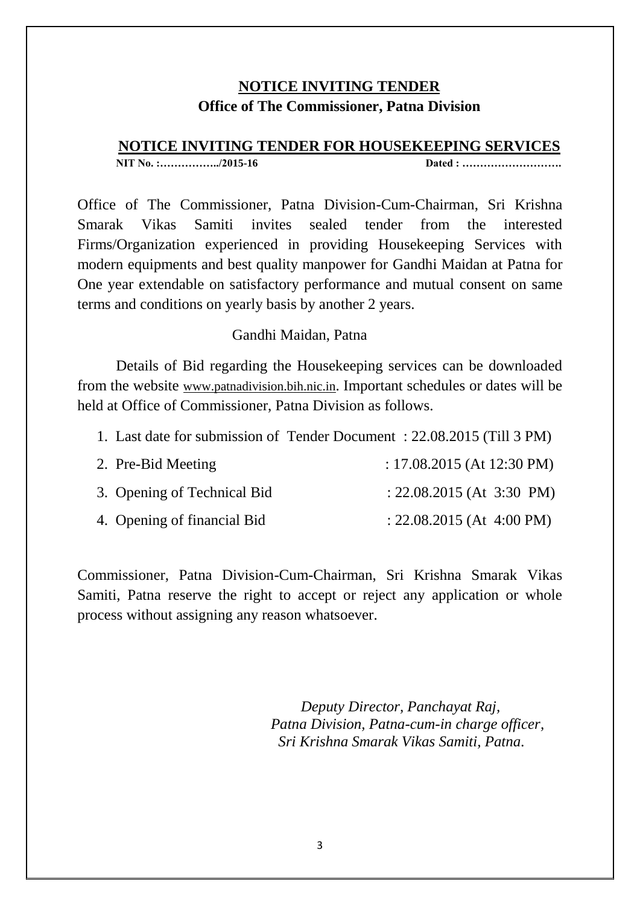## NOTICE INVITING TENDER

**Office of The Commissioner, Patna Division**

## NOTICE INVITING TENDER FOR HOUSEKEEPING SERVICES

**NIT No. :……………../2015-16** **Dated : ……………………….**

Office of The Commissioner, Patna Division-Cum-Chairman, Sri Krishna Smarak Vikas Samiti invites sealed tender from the interested Firms/Organization experienced in providing Housekeeping Services with modern equipments and best quality manpower for Gandhi Maidan at Patna for One year extendable on satisfactory performance and mutual consent on same terms and conditions on yearly basis by another 2 years.

Gandhi Maidan, Patna

Details of Bid regarding the Housekeeping services can be downloaded from the website www.patnadivision.bih.nic.in. Important schedules or dates will be held at Office of Commissioner, Patna Division as follows.

1. Last date for submission of Tender Document : 22.08.2015 (Till 3 PM)
2. Pre-Bid Meeting : 17.08.2015 (At 12:30 PM)
3. Opening of Technical Bid : 22.08.2015 (At 3:30 PM)
4. Opening of financial Bid : 22.08.2015 (At 4:00 PM)

Commissioner, Patna Division-Cum-Chairman, Sri Krishna Smarak Vikas Samiti, Patna reserve the right to accept or reject any application or whole process without assigning any reason whatsoever.

*Deputy Director, Panchayat Raj,*
*Patna Division, Patna-cum-in charge officer,*
*Sri Krishna Smarak Vikas Samiti, Patna.*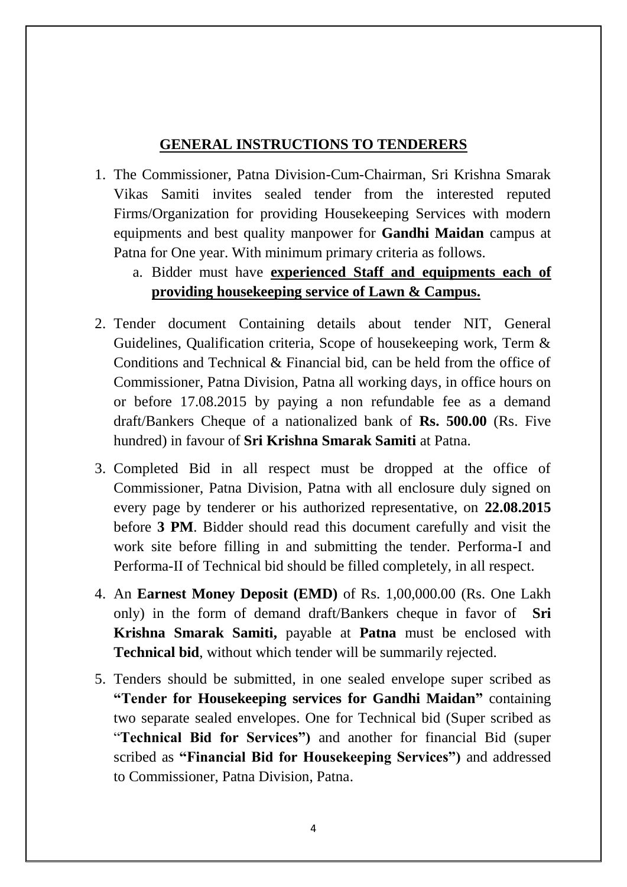## GENERAL INSTRUCTIONS TO TENDERERS

1. The Commissioner, Patna Division-Cum-Chairman, Sri Krishna Smarak Vikas Samiti invites sealed tender from the interested reputed Firms/Organization for providing Housekeeping Services with modern equipments and best quality manpower for **Gandhi Maidan** campus at Patna for One year. With minimum primary criteria as follows.
   a. Bidder must have **experienced Staff and equipments each of providing housekeeping service of Lawn & Campus.**

2. Tender document Containing details about tender NIT, General Guidelines, Qualification criteria, Scope of housekeeping work, Term & Conditions and Technical & Financial bid, can be held from the office of Commissioner, Patna Division, Patna all working days, in office hours on or before 17.08.2015 by paying a non refundable fee as a demand draft/Bankers Cheque of a nationalized bank of **Rs. 500.00** (Rs. Five hundred) in favour of **Sri Krishna Smarak Samiti** at Patna.

3. Completed Bid in all respect must be dropped at the office of Commissioner, Patna Division, Patna with all enclosure duly signed on every page by tenderer or his authorized representative, on **22.08.2015** before **3 PM**. Bidder should read this document carefully and visit the work site before filling in and submitting the tender. Performa-I and Performa-II of Technical bid should be filled completely, in all respect.

4. An **Earnest Money Deposit (EMD)** of Rs. 1,00,000.00 (Rs. One Lakh only) in the form of demand draft/Bankers cheque in favor of **Sri Krishna Smarak Samiti,** payable at **Patna** must be enclosed with **Technical bid**, without which tender will be summarily rejected.

5. Tenders should be submitted, in one sealed envelope super scribed as **"Tender for Housekeeping services for Gandhi Maidan"** containing two separate sealed envelopes. One for Technical bid (Super scribed as "**Technical Bid for Services")** and another for financial Bid (super scribed as **"Financial Bid for Housekeeping Services")** and addressed to Commissioner, Patna Division, Patna.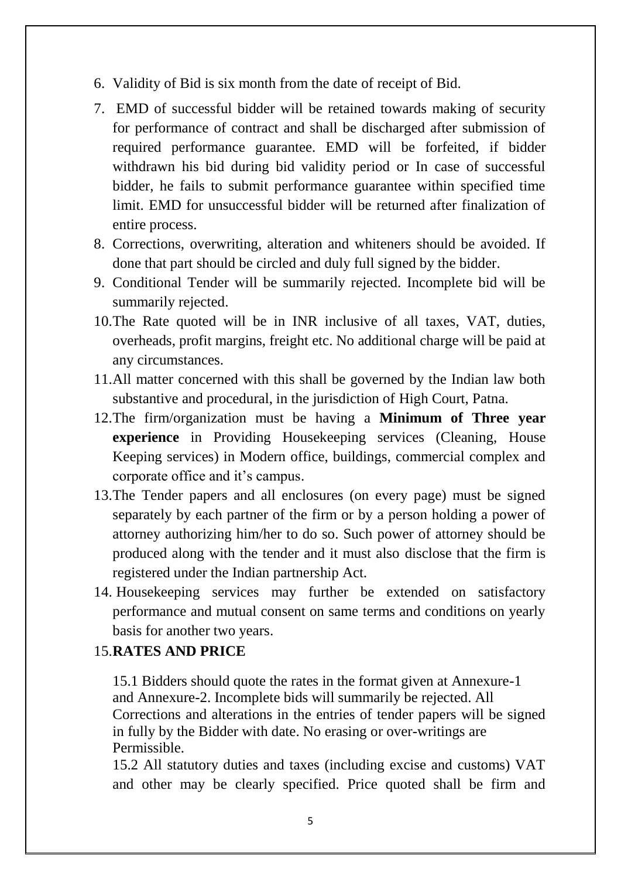6. Validity of Bid is six month from the date of receipt of Bid.
7. EMD of successful bidder will be retained towards making of security for performance of contract and shall be discharged after submission of required performance guarantee. EMD will be forfeited, if bidder withdrawn his bid during bid validity period or In case of successful bidder, he fails to submit performance guarantee within specified time limit. EMD for unsuccessful bidder will be returned after finalization of entire process.
8. Corrections, overwriting, alteration and whiteners should be avoided. If done that part should be circled and duly full signed by the bidder.
9. Conditional Tender will be summarily rejected. Incomplete bid will be summarily rejected.
10. The Rate quoted will be in INR inclusive of all taxes, VAT, duties, overheads, profit margins, freight etc. No additional charge will be paid at any circumstances.
11. All matter concerned with this shall be governed by the Indian law both substantive and procedural, in the jurisdiction of High Court, Patna.
12. The firm/organization must be having a **Minimum of Three year experience** in Providing Housekeeping services (Cleaning, House Keeping services) in Modern office, buildings, commercial complex and corporate office and it's campus.
13. The Tender papers and all enclosures (on every page) must be signed separately by each partner of the firm or by a person holding a power of attorney authorizing him/her to do so. Such power of attorney should be produced along with the tender and it must also disclose that the firm is registered under the Indian partnership Act.
14. Housekeeping services may further be extended on satisfactory performance and mutual consent on same terms and conditions on yearly basis for another two years.
15. **RATES AND PRICE**

   15.1 Bidders should quote the rates in the format given at Annexure-1 and Annexure-2. Incomplete bids will summarily be rejected. All Corrections and alterations in the entries of tender papers will be signed in fully by the Bidder with date. No erasing or over-writings are Permissible.

   15.2 All statutory duties and taxes (including excise and customs) VAT and other may be clearly specified. Price quoted shall be firm and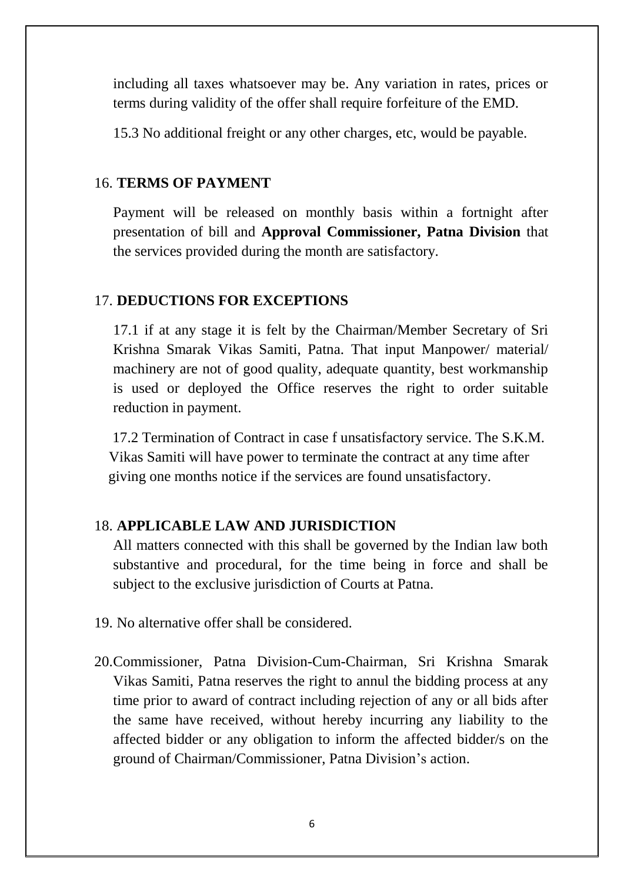including all taxes whatsoever may be. Any variation in rates, prices or terms during validity of the offer shall require forfeiture of the EMD.

15.3 No additional freight or any other charges, etc, would be payable.

16. **TERMS OF PAYMENT**

Payment will be released on monthly basis within a fortnight after presentation of bill and **Approval Commissioner, Patna Division** that the services provided during the month are satisfactory.

17. **DEDUCTIONS FOR EXCEPTIONS**

17.1 if at any stage it is felt by the Chairman/Member Secretary of Sri Krishna Smarak Vikas Samiti, Patna. That input Manpower/ material/ machinery are not of good quality, adequate quantity, best workmanship is used or deployed the Office reserves the right to order suitable reduction in payment.

17.2 Termination of Contract in case f unsatisfactory service. The S.K.M. Vikas Samiti will have power to terminate the contract at any time after giving one months notice if the services are found unsatisfactory.

18. **APPLICABLE LAW AND JURISDICTION**

All matters connected with this shall be governed by the Indian law both substantive and procedural, for the time being in force and shall be subject to the exclusive jurisdiction of Courts at Patna.

19. No alternative offer shall be considered.

20. Commissioner, Patna Division-Cum-Chairman, Sri Krishna Smarak Vikas Samiti, Patna reserves the right to annul the bidding process at any time prior to award of contract including rejection of any or all bids after the same have received, without hereby incurring any liability to the affected bidder or any obligation to inform the affected bidder/s on the ground of Chairman/Commissioner, Patna Division's action.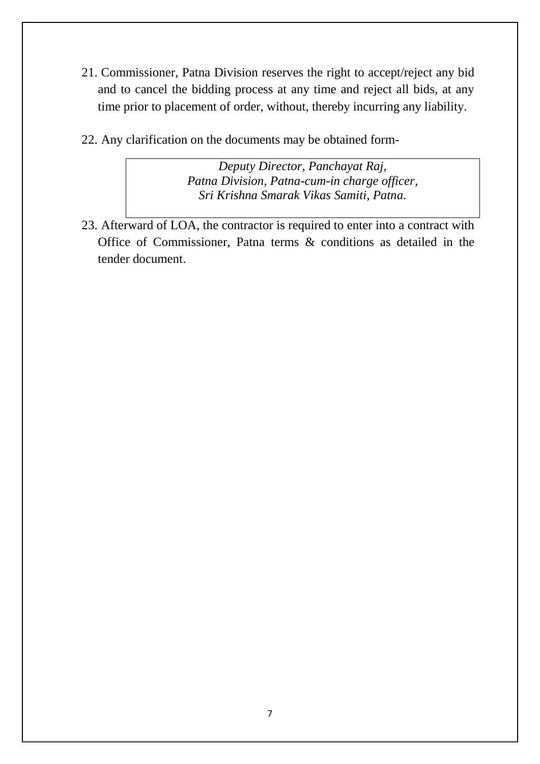21. Commissioner, Patna Division reserves the right to accept/reject any bid and to cancel the bidding process at any time and reject all bids, at any time prior to placement of order, without, thereby incurring any liability.

22. Any clarification on the documents may be obtained form-

> *Deputy Director, Panchayat Raj,*
> *Patna Division, Patna-cum-in charge officer,*
> *Sri Krishna Smarak Vikas Samiti, Patna.*

23. Afterward of LOA, the contractor is required to enter into a contract with Office of Commissioner, Patna terms & conditions as detailed in the tender document.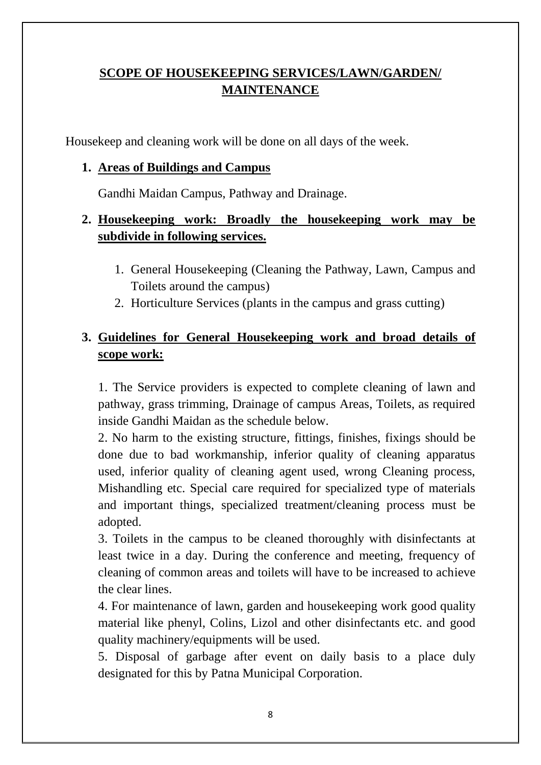## SCOPE OF HOUSEKEEPING SERVICES/LAWN/GARDEN/ MAINTENANCE

Housekeep and cleaning work will be done on all days of the week.

1. **Areas of Buildings and Campus**

   Gandhi Maidan Campus, Pathway and Drainage.

2. **Housekeeping work: Broadly the housekeeping work may be subdivide in following services.**

   1. General Housekeeping (Cleaning the Pathway, Lawn, Campus and Toilets around the campus)
   2. Horticulture Services (plants in the campus and grass cutting)

3. **Guidelines for General Housekeeping work and broad details of scope work:**

   1. The Service providers is expected to complete cleaning of lawn and pathway, grass trimming, Drainage of campus Areas, Toilets, as required inside Gandhi Maidan as the schedule below.
   2. No harm to the existing structure, fittings, finishes, fixings should be done due to bad workmanship, inferior quality of cleaning apparatus used, inferior quality of cleaning agent used, wrong Cleaning process, Mishandling etc. Special care required for specialized type of materials and important things, specialized treatment/cleaning process must be adopted.
   3. Toilets in the campus to be cleaned thoroughly with disinfectants at least twice in a day. During the conference and meeting, frequency of cleaning of common areas and toilets will have to be increased to achieve the clear lines.
   4. For maintenance of lawn, garden and housekeeping work good quality material like phenyl, Colins, Lizol and other disinfectants etc. and good quality machinery/equipments will be used.
   5. Disposal of garbage after event on daily basis to a place duly designated for this by Patna Municipal Corporation.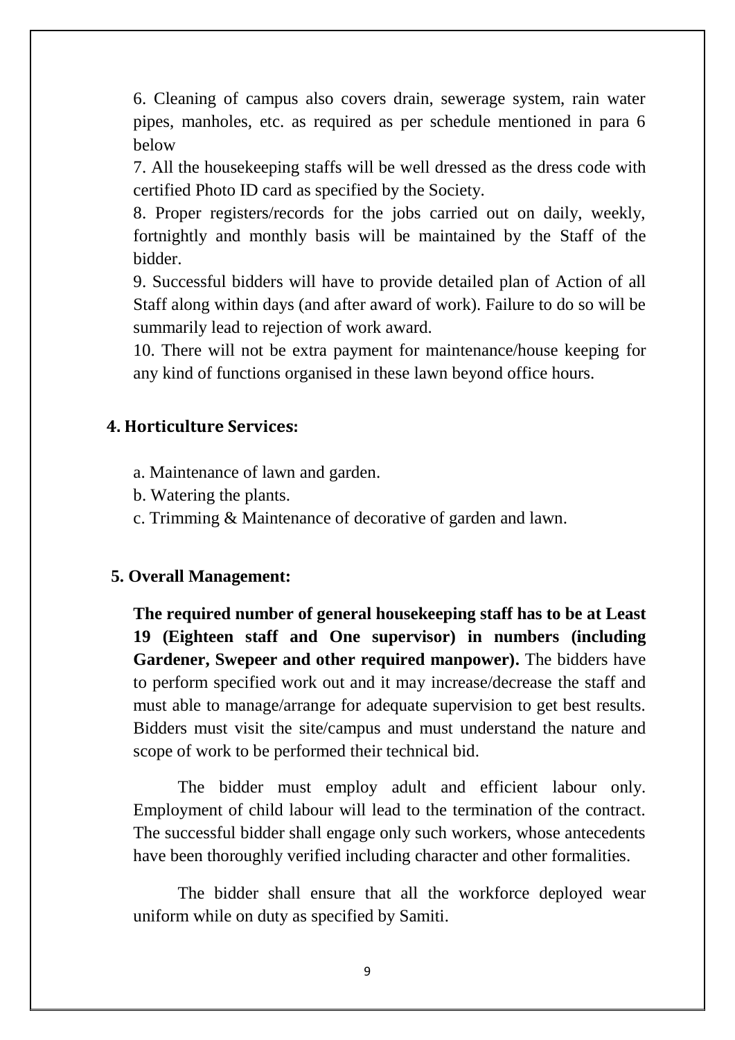6. Cleaning of campus also covers drain, sewerage system, rain water pipes, manholes, etc. as required as per schedule mentioned in para 6 below

7. All the housekeeping staffs will be well dressed as the dress code with certified Photo ID card as specified by the Society.

8. Proper registers/records for the jobs carried out on daily, weekly, fortnightly and monthly basis will be maintained by the Staff of the bidder.

9. Successful bidders will have to provide detailed plan of Action of all Staff along within days (and after award of work). Failure to do so will be summarily lead to rejection of work award.

10. There will not be extra payment for maintenance/house keeping for any kind of functions organised in these lawn beyond office hours.

## 4. Horticulture Services:

a. Maintenance of lawn and garden.

b. Watering the plants.

c. Trimming & Maintenance of decorative of garden and lawn.

## 5. Overall Management:

**The required number of general housekeeping staff has to be at Least 19 (Eighteen staff and One supervisor) in numbers (including Gardener, Swepeer and other required manpower).** The bidders have to perform specified work out and it may increase/decrease the staff and must able to manage/arrange for adequate supervision to get best results. Bidders must visit the site/campus and must understand the nature and scope of work to be performed their technical bid.

The bidder must employ adult and efficient labour only. Employment of child labour will lead to the termination of the contract. The successful bidder shall engage only such workers, whose antecedents have been thoroughly verified including character and other formalities.

The bidder shall ensure that all the workforce deployed wear uniform while on duty as specified by Samiti.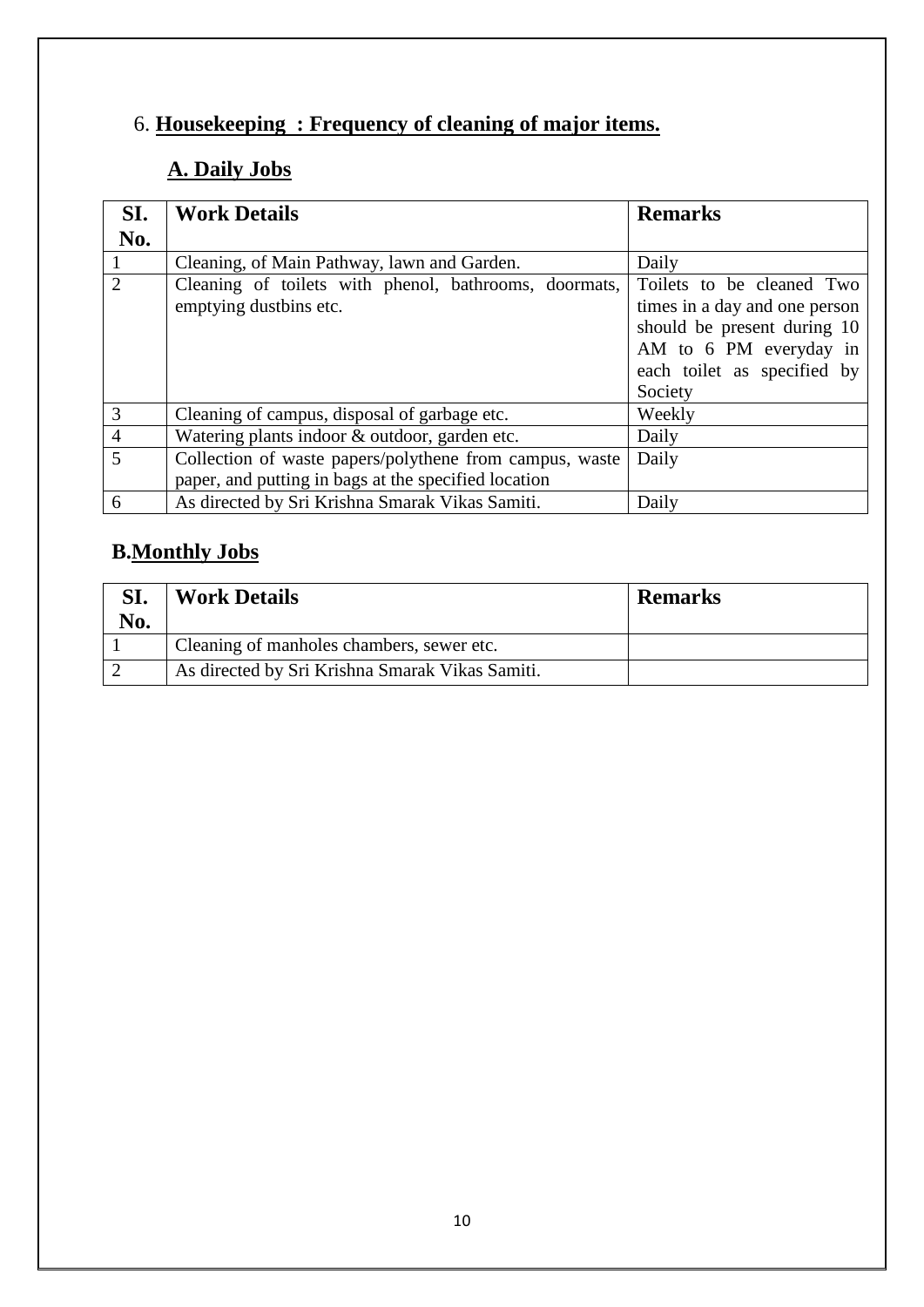## 6. **Housekeeping : Frequency of cleaning of major items.**

### **A. Daily Jobs**

| SI. No. | Work Details | Remarks |
|---|---|---|
| 1 | Cleaning, of Main Pathway, lawn and Garden. | Daily |
| 2 | Cleaning of toilets with phenol, bathrooms, doormats, emptying dustbins etc. | Toilets to be cleaned Two times in a day and one person should be present during 10 AM to 6 PM everyday in each toilet as specified by Society |
| 3 | Cleaning of campus, disposal of garbage etc. | Weekly |
| 4 | Watering plants indoor & outdoor, garden etc. | Daily |
| 5 | Collection of waste papers/polythene from campus, waste paper, and putting in bags at the specified location | Daily |
| 6 | As directed by Sri Krishna Smarak Vikas Samiti. | Daily |

### **B.Monthly Jobs**

| SI. No. | Work Details | Remarks |
|---|---|---|
| 1 | Cleaning of manholes chambers, sewer etc. | |
| 2 | As directed by Sri Krishna Smarak Vikas Samiti. | |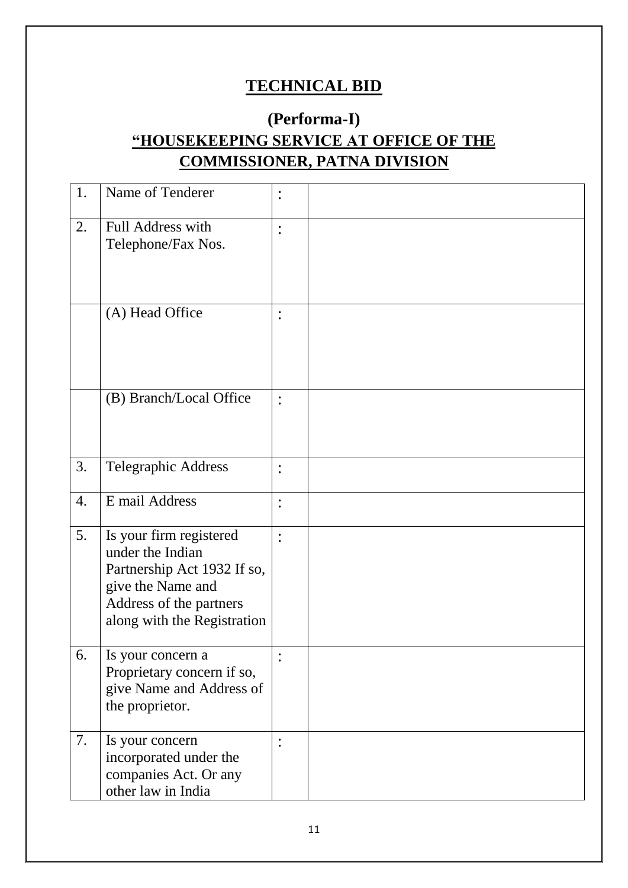## TECHNICAL BID

### (Performa-I)

### "HOUSEKEEPING SERVICE AT OFFICE OF THE COMMISSIONER, PATNA DIVISION

| | | | |
|---|---|---|---|
| 1. | Name of Tenderer | : | |
| 2. | Full Address with Telephone/Fax Nos. | : | |
| | (A) Head Office | : | |
| | (B) Branch/Local Office | : | |
| 3. | Telegraphic Address | : | |
| 4. | E mail Address | : | |
| 5. | Is your firm registered under the Indian Partnership Act 1932 If so, give the Name and Address of the partners along with the Registration | : | |
| 6. | Is your concern a Proprietary concern if so, give Name and Address of the proprietor. | : | |
| 7. | Is your concern incorporated under the companies Act. Or any other law in India | : | |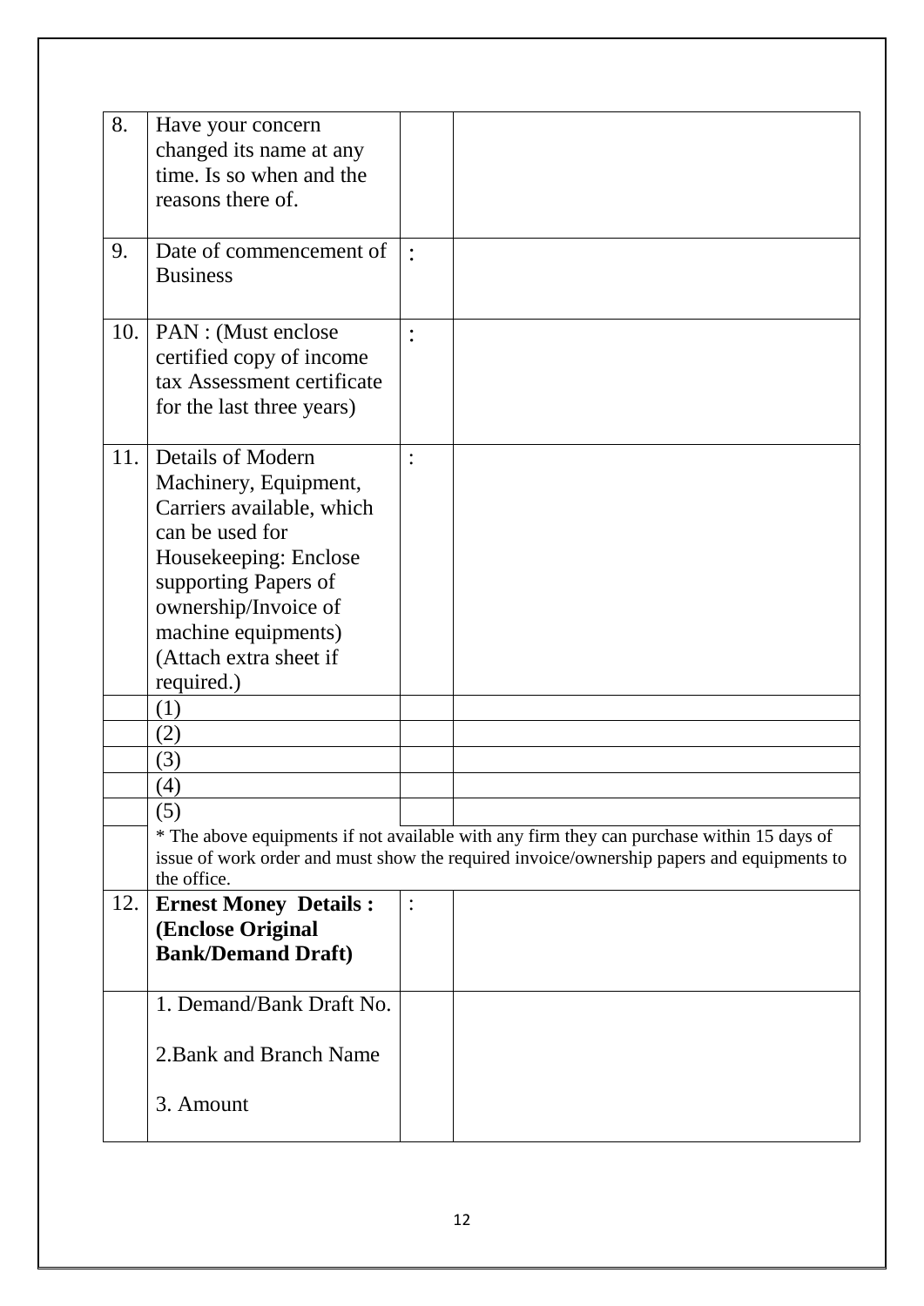| 8. | Have your concern changed its name at any time. Is so when and the reasons there of. | | |
|---|---|---|---|
| 9. | Date of commencement of Business | : | |
| 10. | PAN : (Must enclose certified copy of income tax Assessment certificate for the last three years) | : | |
| 11. | Details of Modern Machinery, Equipment, Carriers available, which can be used for Housekeeping: Enclose supporting Papers of ownership/Invoice of machine equipments) (Attach extra sheet if required.) | : | |
| | (1) | | |
| | (2) | | |
| | (3) | | |
| | (4) | | |
| | (5) | | |
| | * The above equipments if not available with any firm they can purchase within 15 days of issue of work order and must show the required invoice/ownership papers and equipments to the office. | | |
| 12. | **Ernest Money Details : (Enclose Original Bank/Demand Draft)** | : | |
| | 1. Demand/Bank Draft No.<br><br>2.Bank and Branch Name<br><br>3. Amount | | |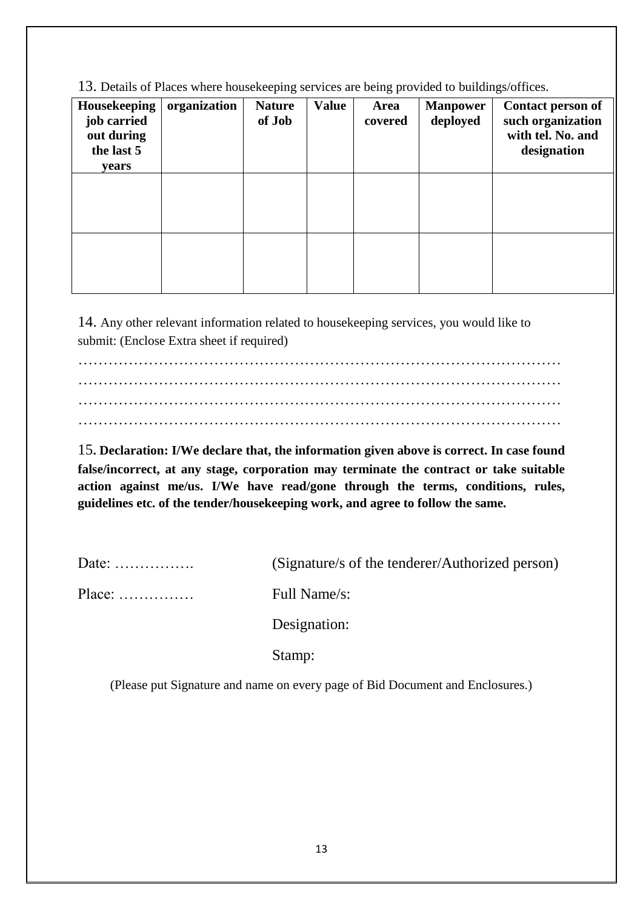13. Details of Places where housekeeping services are being provided to buildings/offices.

| Housekeeping job carried out during the last 5 years | organization | Nature of Job | Value | Area covered | Manpower deployed | Contact person of such organization with tel. No. and designation |
|---|---|---|---|---|---|---|
| | | | | | | |
| | | | | | | |

14. Any other relevant information related to housekeeping services, you would like to submit: (Enclose Extra sheet if required)

………………………………………………………………………………………
………………………………………………………………………………………
………………………………………………………………………………………
………………………………………………………………………………………

15. **Declaration: I/We declare that, the information given above is correct. In case found false/incorrect, at any stage, corporation may terminate the contract or take suitable action against me/us. I/We have read/gone through the terms, conditions, rules, guidelines etc. of the tender/housekeeping work, and agree to follow the same.**

Date: …………….     (Signature/s of the tenderer/Authorized person)

Place: ……………     Full Name/s:

Designation:

Stamp:

(Please put Signature and name on every page of Bid Document and Enclosures.)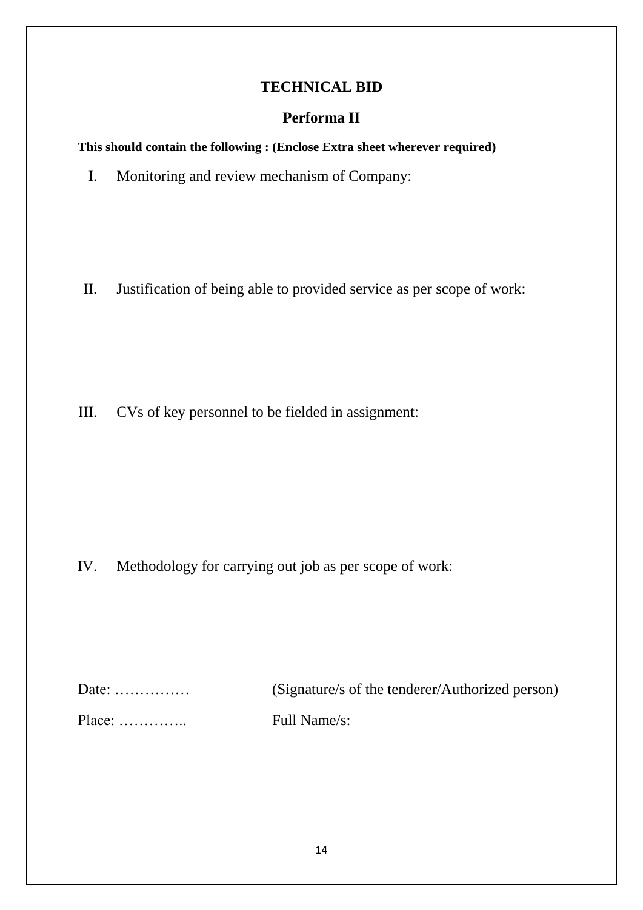# TECHNICAL BID

## Performa II

**This should contain the following : (Enclose Extra sheet wherever required)**

I. Monitoring and review mechanism of Company:

II. Justification of being able to provided service as per scope of work:

III. CVs of key personnel to be fielded in assignment:

IV. Methodology for carrying out job as per scope of work:

Date: …………… (Signature/s of the tenderer/Authorized person)

Place: ………….. Full Name/s: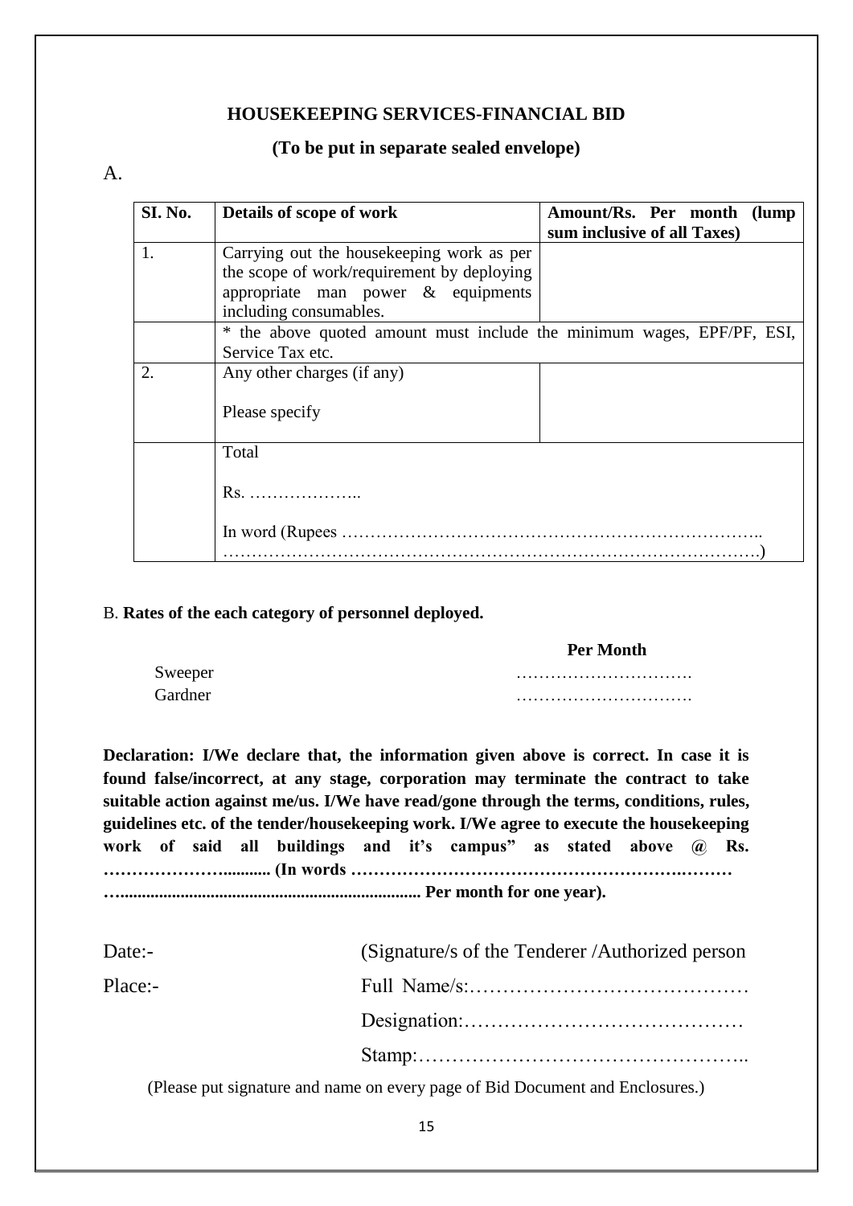## HOUSEKEEPING SERVICES-FINANCIAL BID

**(To be put in separate sealed envelope)**

A.

| SI. No. | Details of scope of work | Amount/Rs. Per month (lump sum inclusive of all Taxes) |
|---|---|---|
| 1. | Carrying out the housekeeping work as per the scope of work/requirement by deploying appropriate man power & equipments including consumables. | |
| | * the above quoted amount must include the minimum wages, EPF/PF, ESI, Service Tax etc. | |
| 2. | Any other charges (if any)<br><br>Please specify | |
| | Total<br><br>Rs. ………………..<br><br>In word (Rupees ……………………………………………………………….. …………………………………………………………………………………) | |

B. **Rates of the each category of personnel deployed.**

| | **Per Month** |
|---|---|
| Sweeper | …………………………. |
| Gardner | …………………………. |

**Declaration: I/We declare that, the information given above is correct. In case it is found false/incorrect, at any stage, corporation may terminate the contract to take suitable action against me/us. I/We have read/gone through the terms, conditions, rules, guidelines etc. of the tender/housekeeping work. I/We agree to execute the housekeeping work of said all buildings and it's campus" as stated above @ Rs. ………………….......... (In words ………………………………………………………… …..................................................................... Per month for one year).**

Date:- (Signature/s of the Tenderer /Authorized person

Place:- Full Name/s:……………………………………

Designation:……………………………………

Stamp:…………………………………………..

(Please put signature and name on every page of Bid Document and Enclosures.)